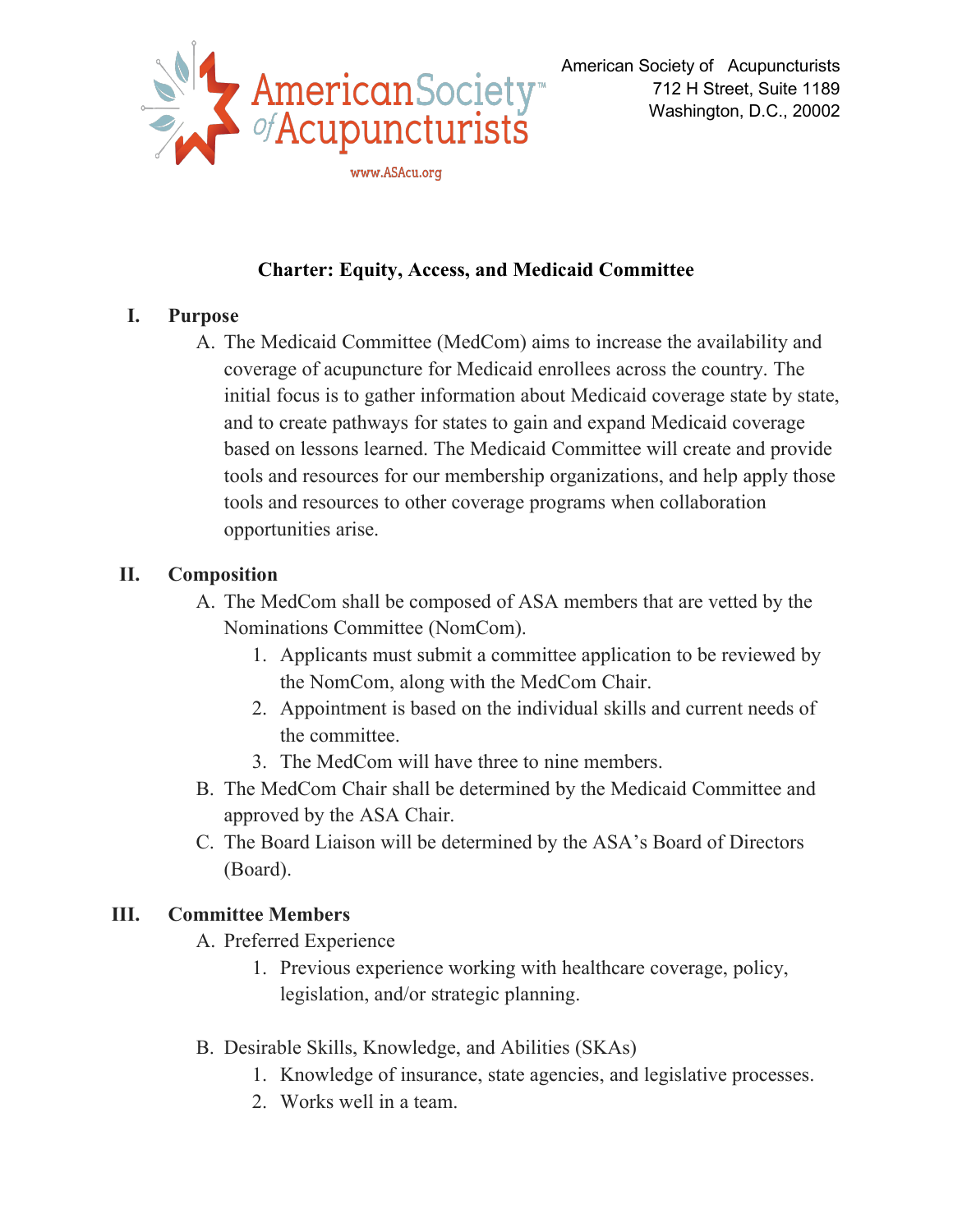American Society of Acupuncturists
712 H Street, Suite 1189
Washington, D.C., 20002

# Charter: Equity, Access, and Medicaid Committee

## I. Purpose

A. The Medicaid Committee (MedCom) aims to increase the availability and coverage of acupuncture for Medicaid enrollees across the country. The initial focus is to gather information about Medicaid coverage state by state, and to create pathways for states to gain and expand Medicaid coverage based on lessons learned. The Medicaid Committee will create and provide tools and resources for our membership organizations, and help apply those tools and resources to other coverage programs when collaboration opportunities arise.

## II. Composition

A. The MedCom shall be composed of ASA members that are vetted by the Nominations Committee (NomCom).
   1. Applicants must submit a committee application to be reviewed by the NomCom, along with the MedCom Chair.
   2. Appointment is based on the individual skills and current needs of the committee.
   3. The MedCom will have three to nine members.

B. The MedCom Chair shall be determined by the Medicaid Committee and approved by the ASA Chair.

C. The Board Liaison will be determined by the ASA's Board of Directors (Board).

## III. Committee Members

A. Preferred Experience
   1. Previous experience working with healthcare coverage, policy, legislation, and/or strategic planning.

B. Desirable Skills, Knowledge, and Abilities (SKAs)
   1. Knowledge of insurance, state agencies, and legislative processes.
   2. Works well in a team.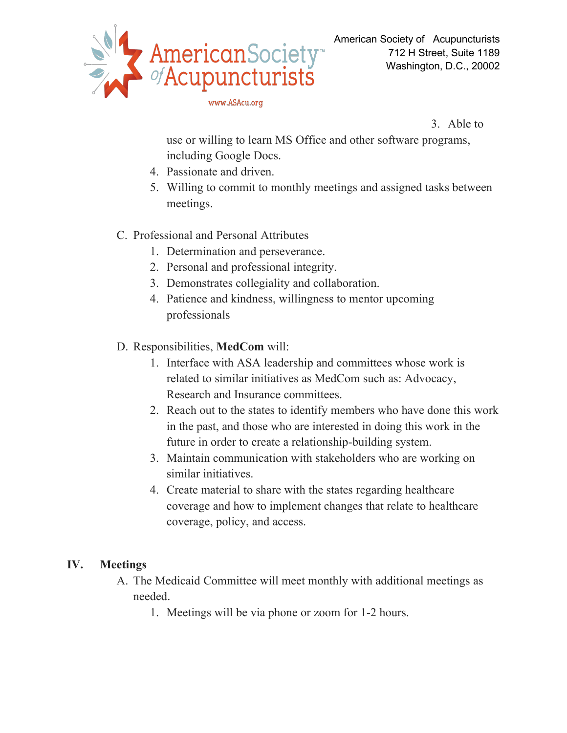3. Able to use or willing to learn MS Office and other software programs, including Google Docs.
4. Passionate and driven.
5. Willing to commit to monthly meetings and assigned tasks between meetings.

C. Professional and Personal Attributes

1. Determination and perseverance.
2. Personal and professional integrity.
3. Demonstrates collegiality and collaboration.
4. Patience and kindness, willingness to mentor upcoming professionals

D. Responsibilities, **MedCom** will:

1. Interface with ASA leadership and committees whose work is related to similar initiatives as MedCom such as: Advocacy, Research and Insurance committees.
2. Reach out to the states to identify members who have done this work in the past, and those who are interested in doing this work in the future in order to create a relationship-building system.
3. Maintain communication with stakeholders who are working on similar initiatives.
4. Create material to share with the states regarding healthcare coverage and how to implement changes that relate to healthcare coverage, policy, and access.

## IV. Meetings

A. The Medicaid Committee will meet monthly with additional meetings as needed.

1. Meetings will be via phone or zoom for 1-2 hours.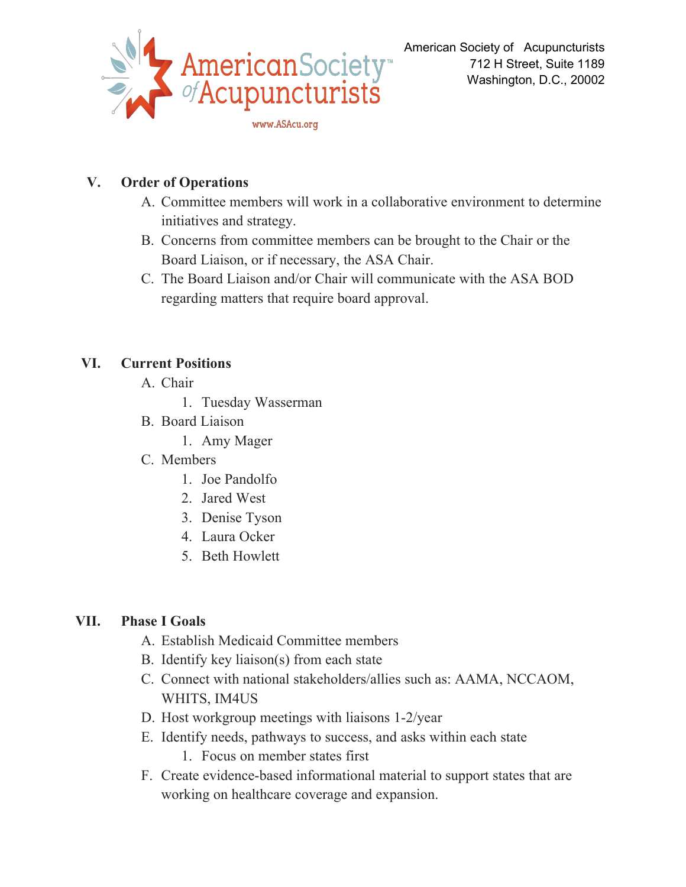## V. Order of Operations

A. Committee members will work in a collaborative environment to determine initiatives and strategy.
B. Concerns from committee members can be brought to the Chair or the Board Liaison, or if necessary, the ASA Chair.
C. The Board Liaison and/or Chair will communicate with the ASA BOD regarding matters that require board approval.

## VI. Current Positions

A. Chair
   1. Tuesday Wasserman
B. Board Liaison
   1. Amy Mager
C. Members
   1. Joe Pandolfo
   2. Jared West
   3. Denise Tyson
   4. Laura Ocker
   5. Beth Howlett

## VII. Phase I Goals

A. Establish Medicaid Committee members
B. Identify key liaison(s) from each state
C. Connect with national stakeholders/allies such as: AAMA, NCCAOM, WHITS, IM4US
D. Host workgroup meetings with liaisons 1-2/year
E. Identify needs, pathways to success, and asks within each state
   1. Focus on member states first
F. Create evidence-based informational material to support states that are working on healthcare coverage and expansion.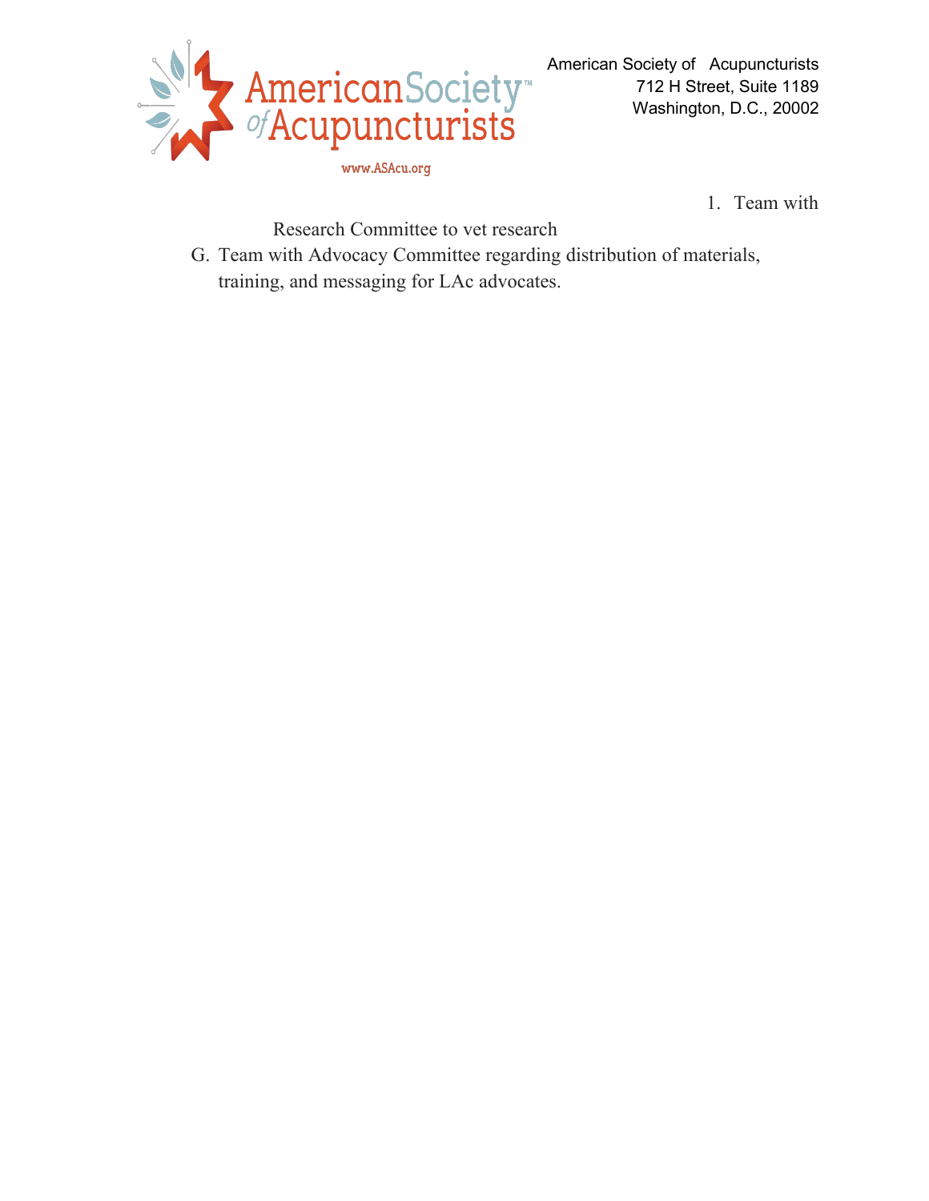1. Team with Research Committee to vet research

G. Team with Advocacy Committee regarding distribution of materials, training, and messaging for LAc advocates.